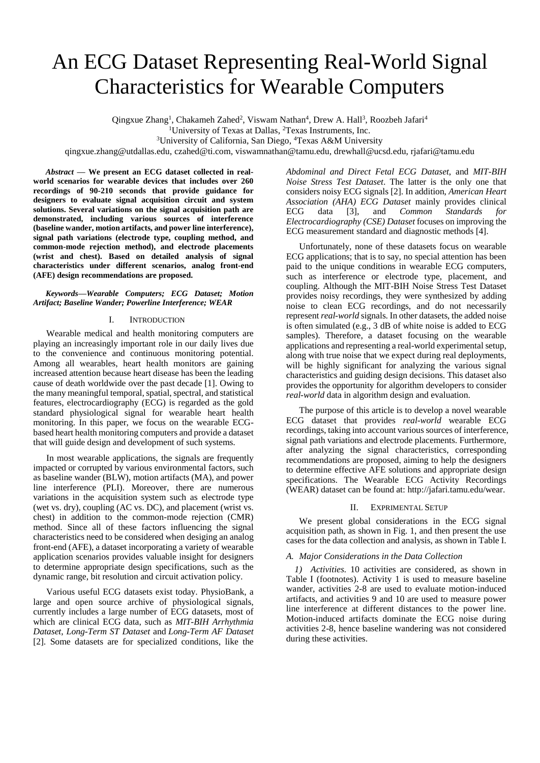# An ECG Dataset Representing Real-World Signal Characteristics for Wearable Computers

Qingxue Zhang[1], Chakameh Zahed[2], Viswam Nathan[4], Drew A. Hall[3], Roozbeh Jafari[4]

[1]University of Texas at Dallas, [2]Texas Instruments, Inc.

[3]University of California, San Diego, [4]Texas A&M University

qingxue.zhang@utdallas.edu, czahed@ti.com, viswamnathan@tamu.edu, drewhall@ucsd.edu, rjafari@tamu.edu

***Abstract* — We present an ECG dataset collected in real-world scenarios for wearable devices that includes over 260 recordings of 90-210 seconds that provide guidance for designers to evaluate signal acquisition circuit and system solutions. Several variations on the signal acquisition path are demonstrated, including various sources of interference (baseline wander, motion artifacts, and power line interference), signal path variations (electrode type, coupling method, and common-mode rejection method), and electrode placements (wrist and chest). Based on detailed analysis of signal characteristics under different scenarios, analog front-end (AFE) design recommendations are proposed.**

***Keywords—Wearable Computers; ECG Dataset; Motion Artifact; Baseline Wander; Powerline Interference; WEAR***

## I. Introduction

Wearable medical and health monitoring computers are playing an increasingly important role in our daily lives due to the convenience and continuous monitoring potential. Among all wearables, heart health monitors are gaining increased attention because heart disease has been the leading cause of death worldwide over the past decade [1]. Owing to the many meaningful temporal, spatial, spectral, and statistical features, electrocardiography (ECG) is regarded as the gold standard physiological signal for wearable heart health monitoring. In this paper, we focus on the wearable ECG-based heart health monitoring computers and provide a dataset that will guide design and development of such systems.

In most wearable applications, the signals are frequently impacted or corrupted by various environmental factors, such as baseline wander (BLW), motion artifacts (MA), and power line interference (PLI). Moreover, there are numerous variations in the acquisition system such as electrode type (wet vs. dry), coupling (AC vs. DC), and placement (wrist vs. chest) in addition to the common-mode rejection (CMR) method. Since all of these factors influencing the signal characteristics need to be considered when desiging an analog front-end (AFE), a dataset incorporating a variety of wearable application scenarios provides valuable insight for designers to determine appropriate design specifications, such as the dynamic range, bit resolution and circuit activation policy.

Various useful ECG datasets exist today. PhysioBank, a large and open source archive of physiological signals, currently includes a large number of ECG datasets, most of which are clinical ECG data, such as *MIT-BIH Arrhythmia Dataset*, *Long-Term ST Dataset* and *Long-Term AF Dataset* [2]. Some datasets are for specialized conditions, like the *Abdominal and Direct Fetal ECG Dataset*, and *MIT-BIH Noise Stress Test Dataset*. The latter is the only one that considers noisy ECG signals [2]. In addition, *American Heart Association (AHA) ECG Dataset* mainly provides clinical ECG data [3], and *Common Standards for Electrocardiography (CSE) Dataset* focuses on improving the ECG measurement standard and diagnostic methods [4].

Unfortunately, none of these datasets focus on wearable ECG applications; that is to say, no special attention has been paid to the unique conditions in wearable ECG computers, such as interference or electrode type, placement, and coupling. Although the MIT-BIH Noise Stress Test Dataset provides noisy recordings, they were synthesized by adding noise to clean ECG recordings, and do not necessarily represent *real-world* signals. In other datasets, the added noise is often simulated (e.g., 3 dB of white noise is added to ECG samples). Therefore, a dataset focusing on the wearable applications and representing a real-world experimental setup, along with true noise that we expect during real deployments, will be highly significant for analyzing the various signal characteristics and guiding design decisions. This dataset also provides the opportunity for algorithm developers to consider *real-world* data in algorithm design and evaluation.

The purpose of this article is to develop a novel wearable ECG dataset that provides *real-world* wearable ECG recordings, taking into account various sources of interference, signal path variations and electrode placements. Furthermore, after analyzing the signal characteristics, corresponding recommendations are proposed, aiming to help the designers to determine effective AFE solutions and appropriate design specifications. The Wearable ECG Activity Recordings (WEAR) dataset can be found at: http://jafari.tamu.edu/wear.

## II. Exprimental Setup

We present global considerations in the ECG signal acquisition path, as shown in Fig. 1, and then present the use cases for the data collection and analysis, as shown in Table I.

### *A. Major Considerations in the Data Collection*

*1) Activities.* 10 activities are considered, as shown in Table I (footnotes). Activity 1 is used to measure baseline wander, activities 2-8 are used to evaluate motion-induced artifacts, and activities 9 and 10 are used to measure power line interference at different distances to the power line. Motion-induced artifacts dominate the ECG noise during activities 2-8, hence baseline wandering was not considered during these activities.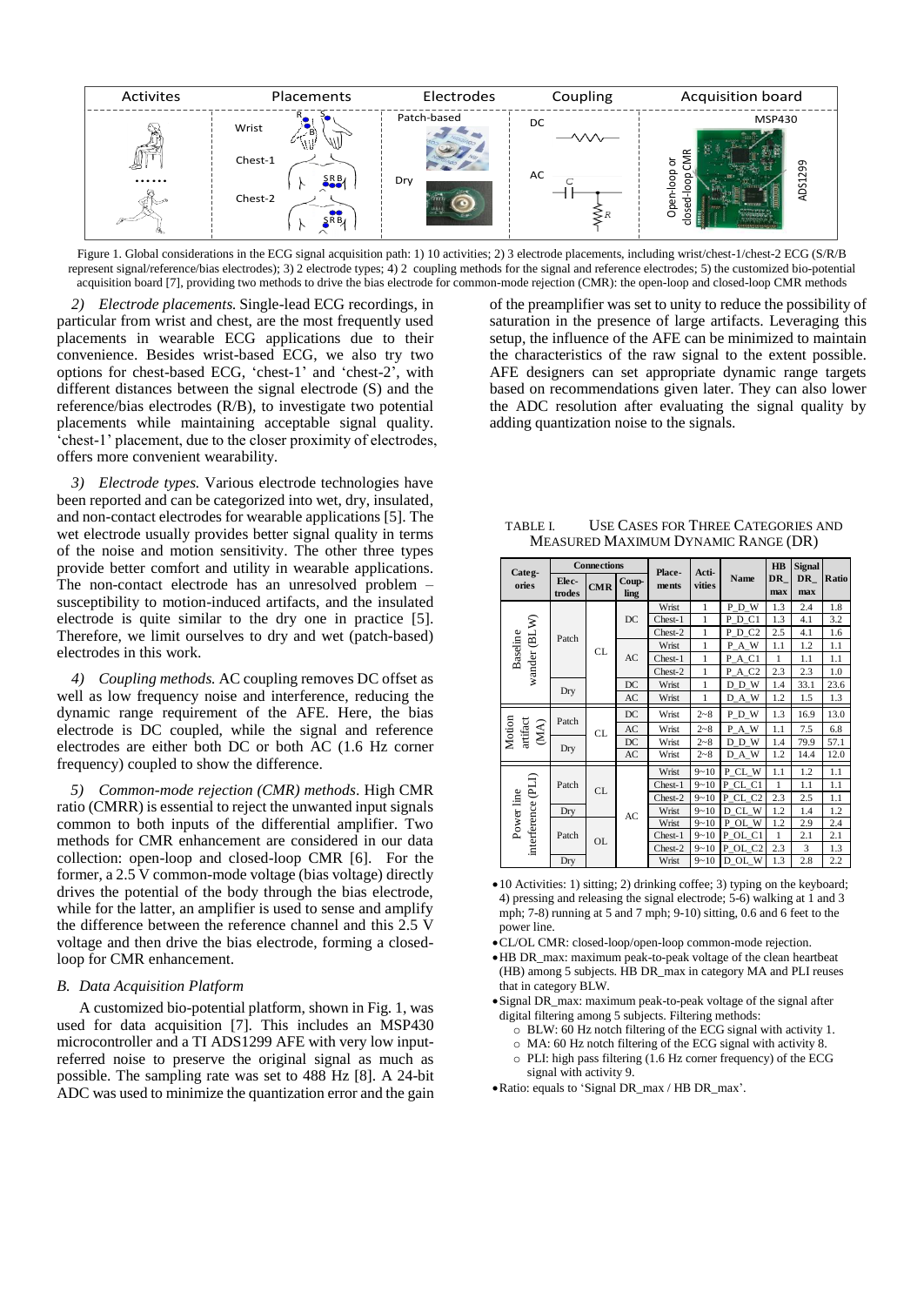Figure 1. Global considerations in the ECG signal acquisition path: 1) 10 activities; 2) 3 electrode placements, including wrist/chest-1/chest-2 ECG (S/R/B represent signal/reference/bias electrodes); 3) 2 electrode types; 4) 2 coupling methods for the signal and reference electrodes; 5) the customized bio-potential acquisition board [7], providing two methods to drive the bias electrode for common-mode rejection (CMR): the open-loop and closed-loop CMR methods

*2) Electrode placements.* Single-lead ECG recordings, in particular from wrist and chest, are the most frequently used placements in wearable ECG applications due to their convenience. Besides wrist-based ECG, we also try two options for chest-based ECG, 'chest-1' and 'chest-2', with different distances between the signal electrode (S) and the reference/bias electrodes (R/B), to investigate two potential placements while maintaining acceptable signal quality. 'chest-1' placement, due to the closer proximity of electrodes, offers more convenient wearability.

*3) Electrode types.* Various electrode technologies have been reported and can be categorized into wet, dry, insulated, and non-contact electrodes for wearable applications [5]. The wet electrode usually provides better signal quality in terms of the noise and motion sensitivity. The other three types provide better comfort and utility in wearable applications. The non-contact electrode has an unresolved problem – susceptibility to motion-induced artifacts, and the insulated electrode is quite similar to the dry one in practice [5]. Therefore, we limit ourselves to dry and wet (patch-based) electrodes in this work.

*4) Coupling methods.* AC coupling removes DC offset as well as low frequency noise and interference, reducing the dynamic range requirement of the AFE. Here, the bias electrode is DC coupled, while the signal and reference electrodes are either both DC or both AC (1.6 Hz corner frequency) coupled to show the difference.

*5) Common-mode rejection (CMR) methods*. High CMR ratio (CMRR) is essential to reject the unwanted input signals common to both inputs of the differential amplifier. Two methods for CMR enhancement are considered in our data collection: open-loop and closed-loop CMR [6]. For the former, a 2.5 V common-mode voltage (bias voltage) directly drives the potential of the body through the bias electrode, while for the latter, an amplifier is used to sense and amplify the difference between the reference channel and this 2.5 V voltage and then drive the bias electrode, forming a closed-loop for CMR enhancement.

### *B. Data Acquisition Platform*

A customized bio-potential platform, shown in Fig. 1, was used for data acquisition [7]. This includes an MSP430 microcontroller and a TI ADS1299 AFE with very low input-referred noise to preserve the original signal as much as possible. The sampling rate was set to 488 Hz [8]. A 24-bit ADC was used to minimize the quantization error and the gain of the preamplifier was set to unity to reduce the possibility of saturation in the presence of large artifacts. Leveraging this setup, the influence of the AFE can be minimized to maintain the characteristics of the raw signal to the extent possible. AFE designers can set appropriate dynamic range targets based on recommendations given later. They can also lower the ADC resolution after evaluating the signal quality by adding quantization noise to the signals.

TABLE I. USE CASES FOR THREE CATEGORIES AND MEASURED MAXIMUM DYNAMIC RANGE (DR)

| Categories | Connections | | | Placements | Activities | Name | HB DR_max | Signal DR_max | Ratio |
|---|---|---|---|---|---|---|---|---|---|
| | Electrodes | CMR | Coupling | | | | | | |
| Baseline wander (BLW) | Patch | CL | DC | Wrist | 1 | P_D_W | 1.3 | 2.4 | 1.8 |
| | | | | Chest-1 | 1 | P_D_C1 | 1.3 | 4.1 | 3.2 |
| | | | | Chest-2 | 1 | P_D_C2 | 2.5 | 4.1 | 1.6 |
| | | | AC | Wrist | 1 | P_A_W | 1.1 | 1.2 | 1.1 |
| | | | | Chest-1 | 1 | P_A_C1 | 1 | 1.1 | 1.1 |
| | | | | Chest-2 | 1 | P_A_C2 | 2.3 | 2.3 | 1.0 |
| | Dry | | DC | Wrist | 1 | D_D_W | 1.4 | 33.1 | 23.6 |
| | | | AC | Wrist | 1 | D_A_W | 1.2 | 1.5 | 1.3 |
| Motion artifact (MA) | Patch | CL | DC | Wrist | 2~8 | P_D_W | 1.3 | 16.9 | 13.0 |
| | | | AC | Wrist | 2~8 | P_A_W | 1.1 | 7.5 | 6.8 |
| | Dry | | DC | Wrist | 2~8 | D_D_W | 1.4 | 79.9 | 57.1 |
| | | | AC | Wrist | 2~8 | D_A_W | 1.2 | 14.4 | 12.0 |
| Power line interference (PLI) | Patch | CL | AC | Wrist | 9~10 | P_CL_W | 1.1 | 1.2 | 1.1 |
| | | | | Chest-1 | 9~10 | P_CL_C1 | 1 | 1.1 | 1.1 |
| | | | | Chest-2 | 9~10 | P_CL_C2 | 2.3 | 2.5 | 1.1 |
| | Dry | | | Wrist | 9~10 | D_CL_W | 1.2 | 1.4 | 1.2 |
| | Patch | OL | | Wrist | 9~10 | P_OL_W | 1.2 | 2.9 | 2.4 |
| | | | | Chest-1 | 9~10 | P_OL_C1 | 1 | 2.1 | 2.1 |
| | | | | Chest-2 | 9~10 | P_OL_C2 | 2.3 | 3 | 1.3 |
| | Dry | | | Wrist | 9~10 | D_OL_W | 1.3 | 2.8 | 2.2 |

- 10 Activities: 1) sitting; 2) drinking coffee; 3) typing on the keyboard; 4) pressing and releasing the signal electrode; 5-6) walking at 1 and 3 mph; 7-8) running at 5 and 7 mph; 9-10) sitting, 0.6 and 6 feet to the power line.
- CL/OL CMR: closed-loop/open-loop common-mode rejection.
- HB DR_max: maximum peak-to-peak voltage of the clean heartbeat (HB) among 5 subjects. HB DR_max in category MA and PLI reuses that in category BLW.
- Signal DR_max: maximum peak-to-peak voltage of the signal after digital filtering among 5 subjects. Filtering methods:
  - BLW: 60 Hz notch filtering of the ECG signal with activity 1.
  - MA: 60 Hz notch filtering of the ECG signal with activity 8.
  - PLI: high pass filtering (1.6 Hz corner frequency) of the ECG signal with activity 9.
- Ratio: equals to 'Signal DR_max / HB DR_max'.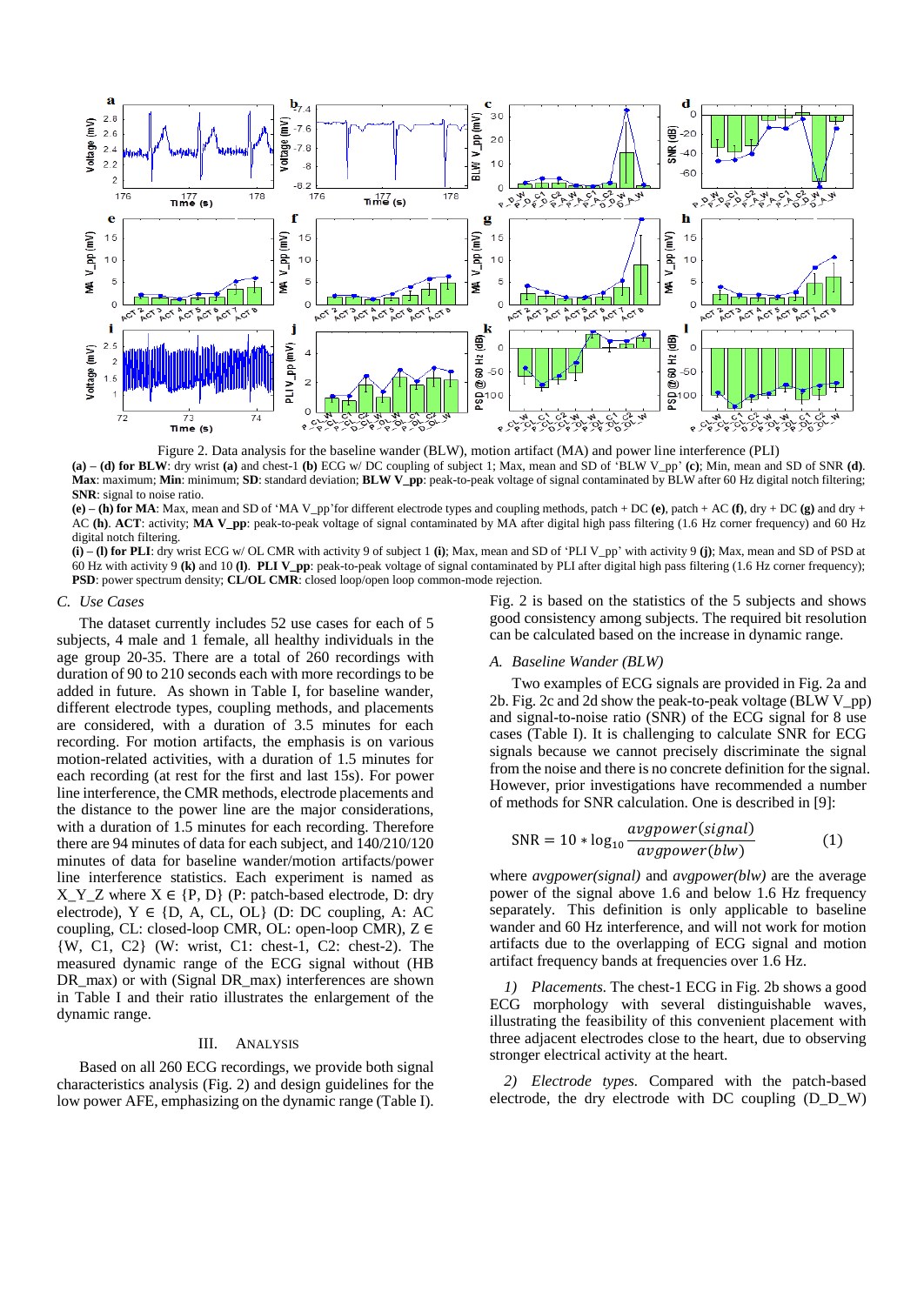Figure 2. Data analysis for the baseline wander (BLW), motion artifact (MA) and power line interference (PLI)

**(a) – (d) for BLW**: dry wrist **(a)** and chest-1 **(b)** ECG w/ DC coupling of subject 1; Max, mean and SD of 'BLW V_pp' **(c)**; Min, mean and SD of SNR **(d)**. **Max**: maximum; **Min**: minimum; **SD**: standard deviation; **BLW V_pp**: peak-to-peak voltage of signal contaminated by BLW after 60 Hz digital notch filtering; **SNR**: signal to noise ratio.

**(e) – (h) for MA**: Max, mean and SD of 'MA V_pp'for different electrode types and coupling methods, patch + DC **(e)**, patch + AC **(f)**, dry + DC **(g)** and dry + AC **(h)**. **ACT**: activity; **MA V_pp**: peak-to-peak voltage of signal contaminated by MA after digital high pass filtering (1.6 Hz corner frequency) and 60 Hz digital notch filtering.

**(i) – (l) for PLI**: dry wrist ECG w/ OL CMR with activity 9 of subject 1 **(i)**; Max, mean and SD of 'PLI V_pp' with activity 9 **(j)**; Max, mean and SD of PSD at 60 Hz with activity 9 **(k)** and 10 **(l)**. **PLI V_pp**: peak-to-peak voltage of signal contaminated by PLI after digital high pass filtering (1.6 Hz corner frequency); **PSD**: power spectrum density; **CL/OL CMR**: closed loop/open loop common-mode rejection.

### C. Use Cases

The dataset currently includes 52 use cases for each of 5 subjects, 4 male and 1 female, all healthy individuals in the age group 20-35. There are a total of 260 recordings with duration of 90 to 210 seconds each with more recordings to be added in future. As shown in Table I, for baseline wander, different electrode types, coupling methods, and placements are considered, with a duration of 3.5 minutes for each recording. For motion artifacts, the emphasis is on various motion-related activities, with a duration of 1.5 minutes for each recording (at rest for the first and last 15s). For power line interference, the CMR methods, electrode placements and the distance to the power line are the major considerations, with a duration of 1.5 minutes for each recording. Therefore there are 94 minutes of data for each subject, and 140/210/120 minutes of data for baseline wander/motion artifacts/power line interference statistics. Each experiment is named as X_Y_Z where X ∈ {P, D} (P: patch-based electrode, D: dry electrode), Y ∈ {D, A, CL, OL} (D: DC coupling, A: AC coupling, CL: closed-loop CMR, OL: open-loop CMR), Z ∈ {W, C1, C2} (W: wrist, C1: chest-1, C2: chest-2). The measured dynamic range of the ECG signal without (HB DR_max) or with (Signal DR_max) interferences are shown in Table I and their ratio illustrates the enlargement of the dynamic range.

## III. Analysis

Based on all 260 ECG recordings, we provide both signal characteristics analysis (Fig. 2) and design guidelines for the low power AFE, emphasizing on the dynamic range (Table I). Fig. 2 is based on the statistics of the 5 subjects and shows good consistency among subjects. The required bit resolution can be calculated based on the increase in dynamic range.

### A. Baseline Wander (BLW)

Two examples of ECG signals are provided in Fig. 2a and 2b. Fig. 2c and 2d show the peak-to-peak voltage (BLW V_pp) and signal-to-noise ratio (SNR) of the ECG signal for 8 use cases (Table I). It is challenging to calculate SNR for ECG signals because we cannot precisely discriminate the signal from the noise and there is no concrete definition for the signal. However, prior investigations have recommended a number of methods for SNR calculation. One is described in [9]:

$$\mathrm{SNR} = 10 * \log_{10} \frac{avgpower(signal)}{avgpower(blw)} \quad (1)$$

where *avgpower(signal)* and *avgpower(blw)* are the average power of the signal above 1.6 and below 1.6 Hz frequency separately. This definition is only applicable to baseline wander and 60 Hz interference, and will not work for motion artifacts due to the overlapping of ECG signal and motion artifact frequency bands at frequencies over 1.6 Hz.

*1) Placements.* The chest-1 ECG in Fig. 2b shows a good ECG morphology with several distinguishable waves, illustrating the feasibility of this convenient placement with three adjacent electrodes close to the heart, due to observing stronger electrical activity at the heart.

*2) Electrode types.* Compared with the patch-based electrode, the dry electrode with DC coupling (D_D_W)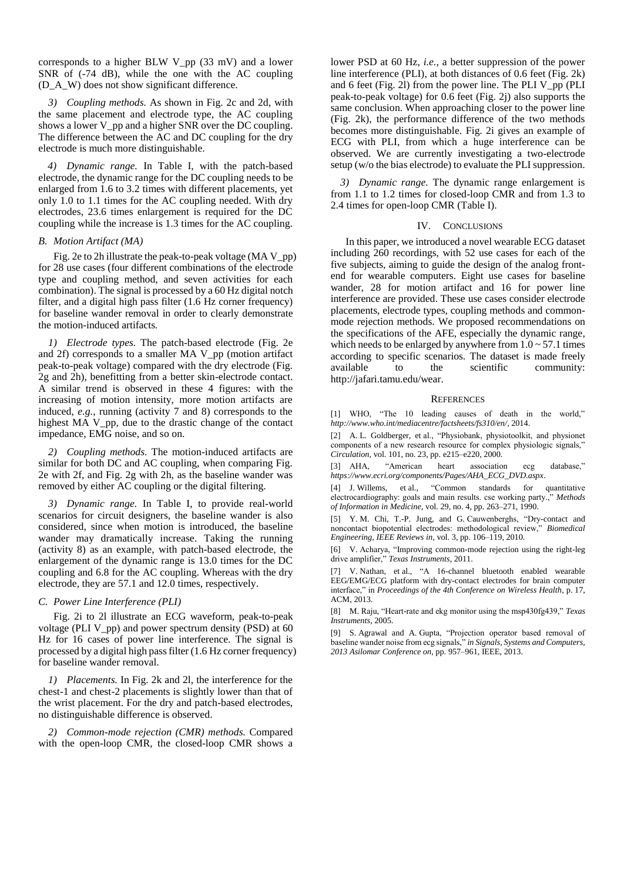corresponds to a higher BLW V_pp (33 mV) and a lower SNR of (-74 dB), while the one with the AC coupling (D_A_W) does not show significant difference.

*3) Coupling methods.* As shown in Fig. 2c and 2d, with the same placement and electrode type, the AC coupling shows a lower V_pp and a higher SNR over the DC coupling. The difference between the AC and DC coupling for the dry electrode is much more distinguishable.

*4) Dynamic range.* In Table I, with the patch-based electrode, the dynamic range for the DC coupling needs to be enlarged from 1.6 to 3.2 times with different placements, yet only 1.0 to 1.1 times for the AC coupling needed. With dry electrodes, 23.6 times enlargement is required for the DC coupling while the increase is 1.3 times for the AC coupling.

### *B. Motion Artifact (MA)*

Fig. 2e to 2h illustrate the peak-to-peak voltage (MA V_pp) for 28 use cases (four different combinations of the electrode type and coupling method, and seven activities for each combination). The signal is processed by a 60 Hz digital notch filter, and a digital high pass filter (1.6 Hz corner frequency) for baseline wander removal in order to clearly demonstrate the motion-induced artifacts.

*1) Electrode types.* The patch-based electrode (Fig. 2e and 2f) corresponds to a smaller MA V_pp (motion artifact peak-to-peak voltage) compared with the dry electrode (Fig. 2g and 2h), benefitting from a better skin-electrode contact. A similar trend is observed in these 4 figures: with the increasing of motion intensity, more motion artifacts are induced, *e.g.*, running (activity 7 and 8) corresponds to the highest MA V_pp, due to the drastic change of the contact impedance, EMG noise, and so on.

*2) Coupling methods.* The motion-induced artifacts are similar for both DC and AC coupling, when comparing Fig. 2e with 2f, and Fig. 2g with 2h, as the baseline wander was removed by either AC coupling or the digital filtering.

*3) Dynamic range.* In Table I, to provide real-world scenarios for circuit designers, the baseline wander is also considered, since when motion is introduced, the baseline wander may dramatically increase. Taking the running (activity 8) as an example, with patch-based electrode, the enlargement of the dynamic range is 13.0 times for the DC coupling and 6.8 for the AC coupling. Whereas with the dry electrode, they are 57.1 and 12.0 times, respectively.

### *C. Power Line Interference (PLI)*

Fig. 2i to 2l illustrate an ECG waveform, peak-to-peak voltage (PLI V_pp) and power spectrum density (PSD) at 60 Hz for 16 cases of power line interference. The signal is processed by a digital high pass filter (1.6 Hz corner frequency) for baseline wander removal.

*1) Placements.* In Fig. 2k and 2l, the interference for the chest-1 and chest-2 placements is slightly lower than that of the wrist placement. For the dry and patch-based electrodes, no distinguishable difference is observed.

*2) Common-mode rejection (CMR) methods.* Compared with the open-loop CMR, the closed-loop CMR shows a lower PSD at 60 Hz, *i.e.*, a better suppression of the power line interference (PLI), at both distances of 0.6 feet (Fig. 2k) and 6 feet (Fig. 2l) from the power line. The PLI V_pp (PLI peak-to-peak voltage) for 0.6 feet (Fig. 2j) also supports the same conclusion. When approaching closer to the power line (Fig. 2k), the performance difference of the two methods becomes more distinguishable. Fig. 2i gives an example of ECG with PLI, from which a huge interference can be observed. We are currently investigating a two-electrode setup (w/o the bias electrode) to evaluate the PLI suppression.

*3) Dynamic range.* The dynamic range enlargement is from 1.1 to 1.2 times for closed-loop CMR and from 1.3 to 2.4 times for open-loop CMR (Table I).

## IV. CONCLUSIONS

In this paper, we introduced a novel wearable ECG dataset including 260 recordings, with 52 use cases for each of the five subjects, aiming to guide the design of the analog front-end for wearable computers. Eight use cases for baseline wander, 28 for motion artifact and 16 for power line interference are provided. These use cases consider electrode placements, electrode types, coupling methods and common-mode rejection methods. We proposed recommendations on the specifications of the AFE, especially the dynamic range, which needs to be enlarged by anywhere from 1.0 ~ 57.1 times according to specific scenarios. The dataset is made freely available to the scientific community: http://jafari.tamu.edu/wear.

## REFERENCES

[1] WHO, "The 10 leading causes of death in the world," *http://www.who.int/mediacentre/factsheets/fs310/en/*, 2014.

[2] A. L. Goldberger, et al., "Physiobank, physiotoolkit, and physionet components of a new research resource for complex physiologic signals," *Circulation*, vol. 101, no. 23, pp. e215–e220, 2000.

[3] AHA, "American heart association ecg database," *https://www.ecri.org/components/Pages/AHA_ECG_DVD.aspx*.

[4] J. Willems, et al., "Common standards for quantitative electrocardiography: goals and main results. cse working party.," *Methods of Information in Medicine*, vol. 29, no. 4, pp. 263–271, 1990.

[5] Y. M. Chi, T.-P. Jung, and G. Cauwenberghs, "Dry-contact and noncontact biopotential electrodes: methodological review," *Biomedical Engineering, IEEE Reviews in*, vol. 3, pp. 106–119, 2010.

[6] V. Acharya, "Improving common-mode rejection using the right-leg drive amplifier," *Texas Instruments*, 2011.

[7] V. Nathan, et al., "A 16-channel bluetooth enabled wearable EEG/EMG/ECG platform with dry-contact electrodes for brain computer interface," in *Proceedings of the 4th Conference on Wireless Health*, p. 17, ACM, 2013.

[8] M. Raju, "Heart-rate and ekg monitor using the msp430fg439," *Texas Instruments*, 2005.

[9] S. Agrawal and A. Gupta, "Projection operator based removal of baseline wander noise from ecg signals," in *Signals, Systems and Computers, 2013 Asilomar Conference on*, pp. 957–961, IEEE, 2013.